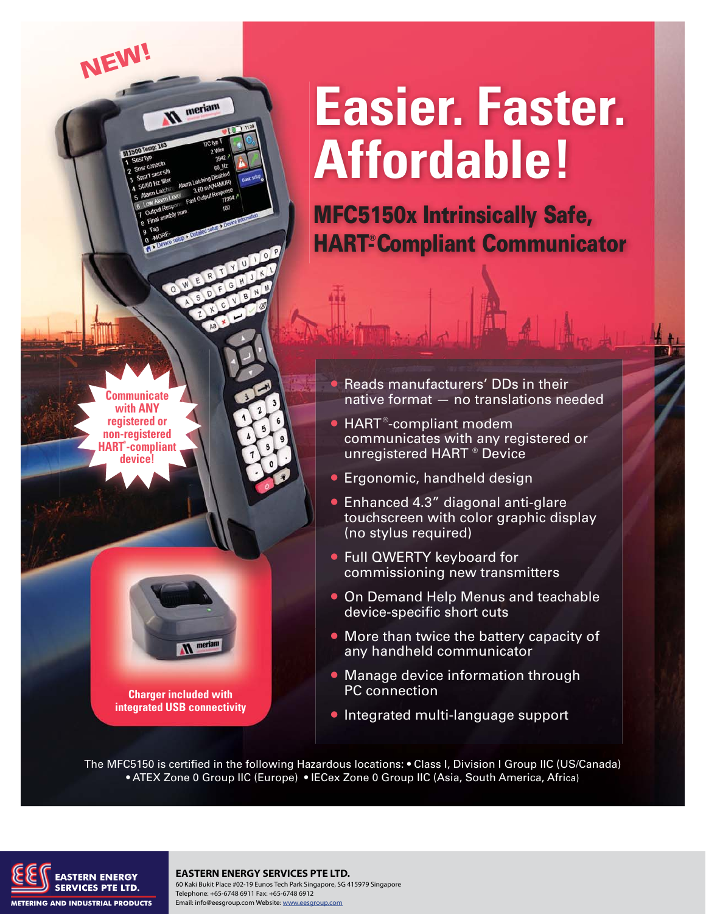NEW!

# Easier. Faster. Affordable!

## MFC5150x Intrinsically Safe, HART®-Compliant Communicator

**Communicate with ANY registered or non-registered HART®-compliant device!**

- Reads manufacturers' DDs in their native format — no translations needed
- HART®-compliant modem communicates with any registered or unregistered HART ® Device
- Ergonomic, handheld design
- Enhanced 4.3" diagonal anti-glare touchscreen with color graphic display (no stylus required)
- Full QWERTY keyboard for commissioning new transmitters
- On Demand Help Menus and teachable device-specific short cuts
- More than twice the battery capacity of any handheld communicator
- Manage device information through PC connection
- Integrated multi-language support

**Charger included with integrated USB connectivity**

The MFC5150 is certified in the following Hazardous locations: • Class I, Division I Group IIC (US/Canada) • ATEX Zone 0 Group IIC (Europe) • IECex Zone 0 Group IIC (Asia, South America, Africa)

EASTERN ENERGY SERVICES PTE LTD.
METERING AND INDUSTRIAL PRODUCTS

**EASTERN ENERGY SERVICES PTE LTD.**
60 Kaki Bukit Place #02-19 Eunos Tech Park Singapore, SG 415979 Singapore
Telephone: +65-6748 6911 Fax: +65-6748 6912
Email: info@eesgroup.com Website: www.eesgroup.com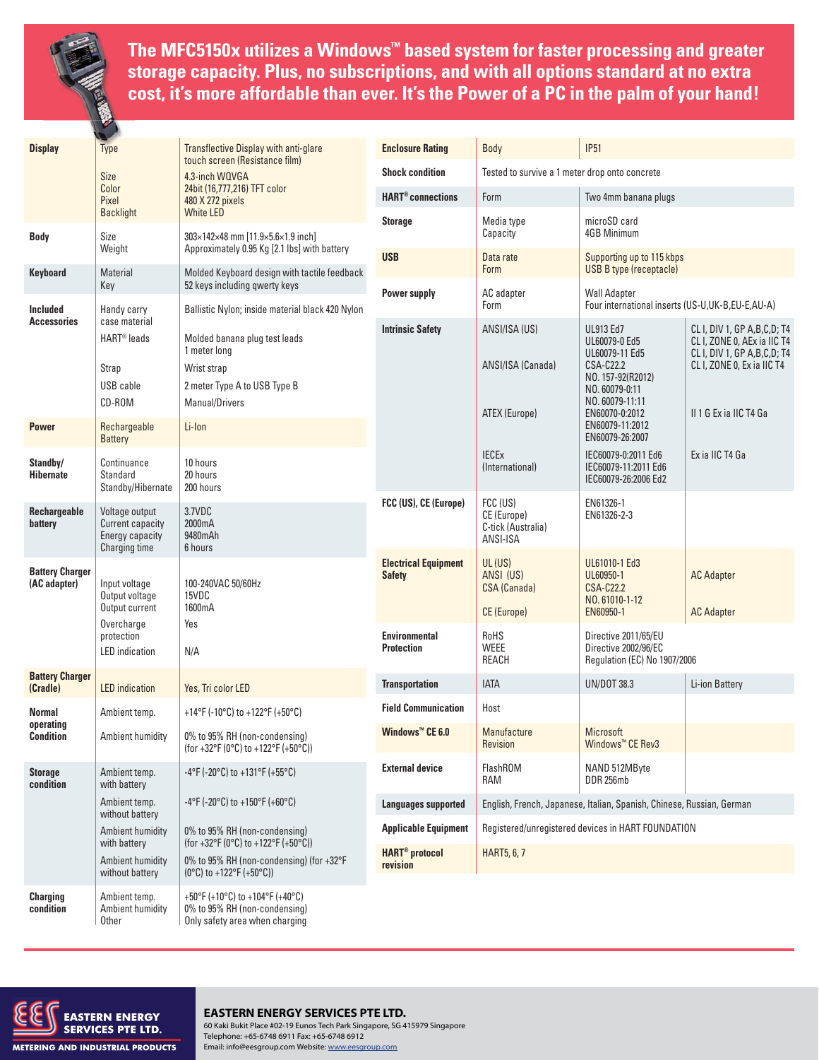**The MFC5150x utilizes a Windows™ based system for faster processing and greater storage capacity. Plus, no subscriptions, and with all options standard at no extra cost, it's more affordable than ever. It's the Power of a PC in the palm of your hand!**

| | | |
|---|---|---|
| **Display** | Type<br>Size<br>Color<br>Pixel<br>Backlight | Transflective Display with anti-glare touch screen (Resistance film)<br>4.3-inch WQVGA<br>24bit (16,777,216) TFT color<br>480 X 272 pixels<br>White LED |
| **Body** | Size<br>Weight | 303×142×48 mm [11.9×5.6×1.9 inch]<br>Approximately 0.95 Kg [2.1 lbs] with battery |
| **Keyboard** | Material<br>Key | Molded Keyboard design with tactile feedback<br>52 keys including qwerty keys |
| **Included Accessories** | Handy carry case material<br>HART® leads<br>Strap<br>USB cable<br>CD-ROM | Ballistic Nylon; inside material black 420 Nylon<br>Molded banana plug test leads 1 meter long<br>Wrist strap<br>2 meter Type A to USB Type B<br>Manual/Drivers |
| **Power** | Rechargeable Battery | Li-Ion |
| **Standby/ Hibernate** | Continuance<br>Standard<br>Standby/Hibernate | 10 hours<br>20 hours<br>200 hours |
| **Rechargeable battery** | Voltage output<br>Current capacity<br>Energy capacity<br>Charging time | 3.7VDC<br>2000mA<br>9480mAh<br>6 hours |
| **Battery Charger (AC adapter)** | Input voltage<br>Output voltage<br>Output current<br>Overcharge protection<br>LED indication | 100-240VAC 50/60Hz<br>15VDC<br>1600mA<br>Yes<br>N/A |
| **Battery Charger (Cradle)** | LED indication | Yes, Tri color LED |
| **Normal operating Condition** | Ambient temp.<br>Ambient humidity | +14°F (-10°C) to +122°F (+50°C)<br>0% to 95% RH (non-condensing) (for +32°F (0°C) to +122°F (+50°C)) |
| **Storage condition** | Ambient temp. with battery<br>Ambient temp. without battery<br>Ambient humidity with battery<br>Ambient humidity without battery | -4°F (-20°C) to +131°F (+55°C)<br>-4°F (-20°C) to +150°F (+60°C)<br>0% to 95% RH (non-condensing) (for +32°F (0°C) to +122°F (+50°C))<br>0% to 95% RH (non-condensing) (for +32°F (0°C) to +122°F (+50°C)) |
| **Charging condition** | Ambient temp.<br>Ambient humidity<br>Other | +50°F (+10°C) to +104°F (+40°C)<br>0% to 95% RH (non-condensing)<br>Only safety area when charging |

| | | | |
|---|---|---|---|
| **Enclosure Rating** | Body | IP51 | |
| **Shock condition** | Tested to survive a 1 meter drop onto concrete | | |
| **HART® connections** | Form | Two 4mm banana plugs | |
| **Storage** | Media type<br>Capacity | microSD card<br>4GB Minimum | |
| **USB** | Data rate<br>Form | Supporting up to 115 kbps<br>USB B type (receptacle) | |
| **Power supply** | AC adapter<br>Form | Wall Adapter<br>Four international inserts (US-U,UK-B,EU-E,AU-A) | |
| **Intrinsic Safety** | ANSI/ISA (US)<br>ANSI/ISA (Canada) | UL913 Ed7<br>UL60079-0 Ed5<br>UL60079-11 Ed5<br>CSA-C22.2<br>NO. 157-92(R2012)<br>NO. 60079-0:11<br>NO. 60079-11:11 | CL I, DIV 1, GP A,B,C,D; T4<br>CL I, ZONE 0, AEx ia IIC T4<br>CL I, DIV 1, GP A,B,C,D; T4<br>CL I, ZONE 0, Ex ia IIC T4 |
| | ATEX (Europe) | EN60070-0:2012<br>EN60079-11:2012<br>EN60079-26:2007 | II 1 G Ex ia IIC T4 Ga |
| | IECEx (International) | IEC60079-0:2011 Ed6<br>IEC60079-11:2011 Ed6<br>IEC60079-26:2006 Ed2 | Ex ia IIC T4 Ga |
| **FCC (US), CE (Europe)** | FCC (US)<br>CE (Europe)<br>C-tick (Australia)<br>ANSI-ISA | EN61326-1<br>EN61326-2-3 | |
| **Electrical Equipment Safety** | UL (US)<br>ANSI (US)<br>CSA (Canada) | UL61010-1 Ed3<br>UL60950-1<br>CSA-C22.2<br>NO. 61010-1-12 | AC Adapter |
| | CE (Europe) | EN60950-1 | AC Adapter |
| **Environmental Protection** | RoHS<br>WEEE<br>REACH | Directive 2011/65/EU<br>Directive 2002/96/EC<br>Regulation (EC) No 1907/2006 | |
| **Transportation** | IATA | UN/DOT 38.3 | Li-ion Battery |
| **Field Communication** | Host | | |
| **Windows™ CE 6.0** | Manufacture<br>Revision | Microsoft<br>Windows™ CE Rev3 | |
| **External device** | FlashROM<br>RAM | NAND 512MByte<br>DDR 256mb | |
| **Languages supported** | English, French, Japanese, Italian, Spanish, Chinese, Russian, German | | |
| **Applicable Equipment** | Registered/unregistered devices in HART FOUNDATION | | |
| **HART® protocol revision** | HART5, 6, 7 | | |

EASTERN ENERGY SERVICES PTE LTD.
METERING AND INDUSTRIAL PRODUCTS

**EASTERN ENERGY SERVICES PTE LTD.**
60 Kaki Bukit Place #02-19 Eunos Tech Park Singapore, SG 415979 Singapore
Telephone: +65-6748 6911 Fax: +65-6748 6912
Email: info@eesgroup.com Website: www.eesgroup.com